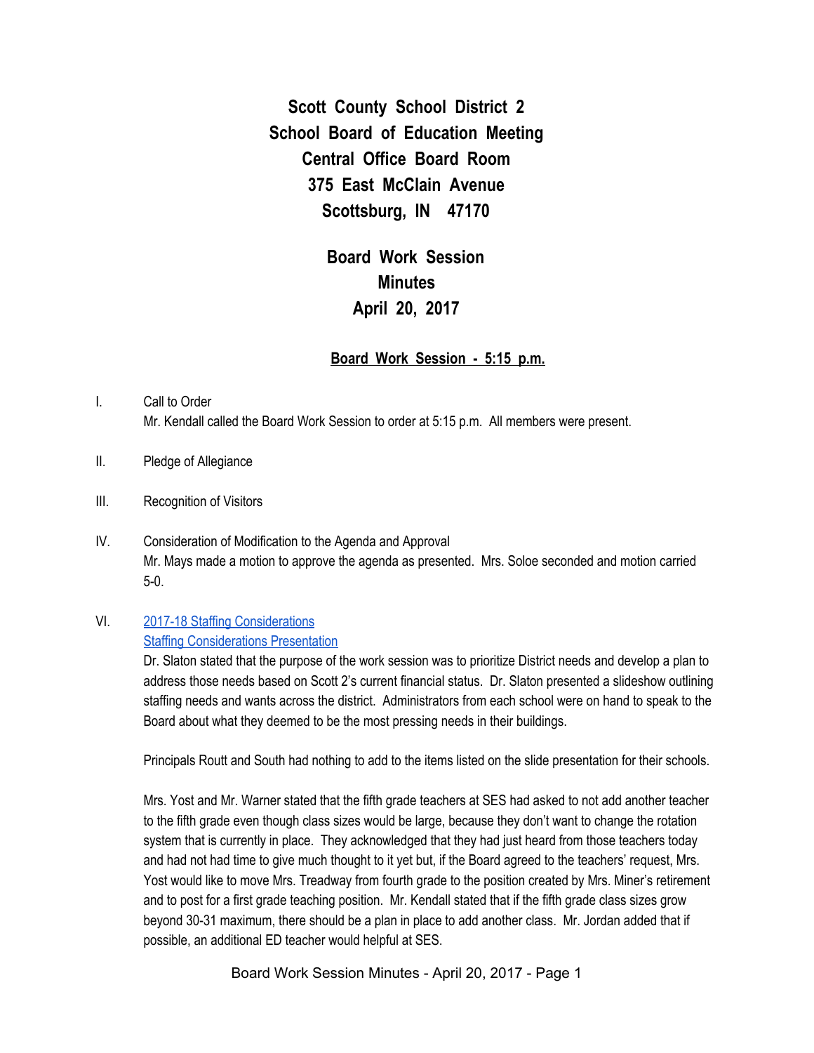# Scott County School District 2
# School Board of Education Meeting
# Central Office Board Room
# 375 East McClain Avenue
# Scottsburg, IN 47170

## Board Work Session
## Minutes
## April 20, 2017

**Board Work Session - 5:15 p.m.**

I. Call to Order
Mr. Kendall called the Board Work Session to order at 5:15 p.m. All members were present.

II. Pledge of Allegiance

III. Recognition of Visitors

IV. Consideration of Modification to the Agenda and Approval
Mr. Mays made a motion to approve the agenda as presented. Mrs. Soloe seconded and motion carried 5-0.

VI. 2017-18 Staffing Considerations
Staffing Considerations Presentation
Dr. Slaton stated that the purpose of the work session was to prioritize District needs and develop a plan to address those needs based on Scott 2's current financial status. Dr. Slaton presented a slideshow outlining staffing needs and wants across the district. Administrators from each school were on hand to speak to the Board about what they deemed to be the most pressing needs in their buildings.

Principals Routt and South had nothing to add to the items listed on the slide presentation for their schools.

Mrs. Yost and Mr. Warner stated that the fifth grade teachers at SES had asked to not add another teacher to the fifth grade even though class sizes would be large, because they don't want to change the rotation system that is currently in place. They acknowledged that they had just heard from those teachers today and had not had time to give much thought to it yet but, if the Board agreed to the teachers' request, Mrs. Yost would like to move Mrs. Treadway from fourth grade to the position created by Mrs. Miner's retirement and to post for a first grade teaching position. Mr. Kendall stated that if the fifth grade class sizes grow beyond 30-31 maximum, there should be a plan in place to add another class. Mr. Jordan added that if possible, an additional ED teacher would helpful at SES.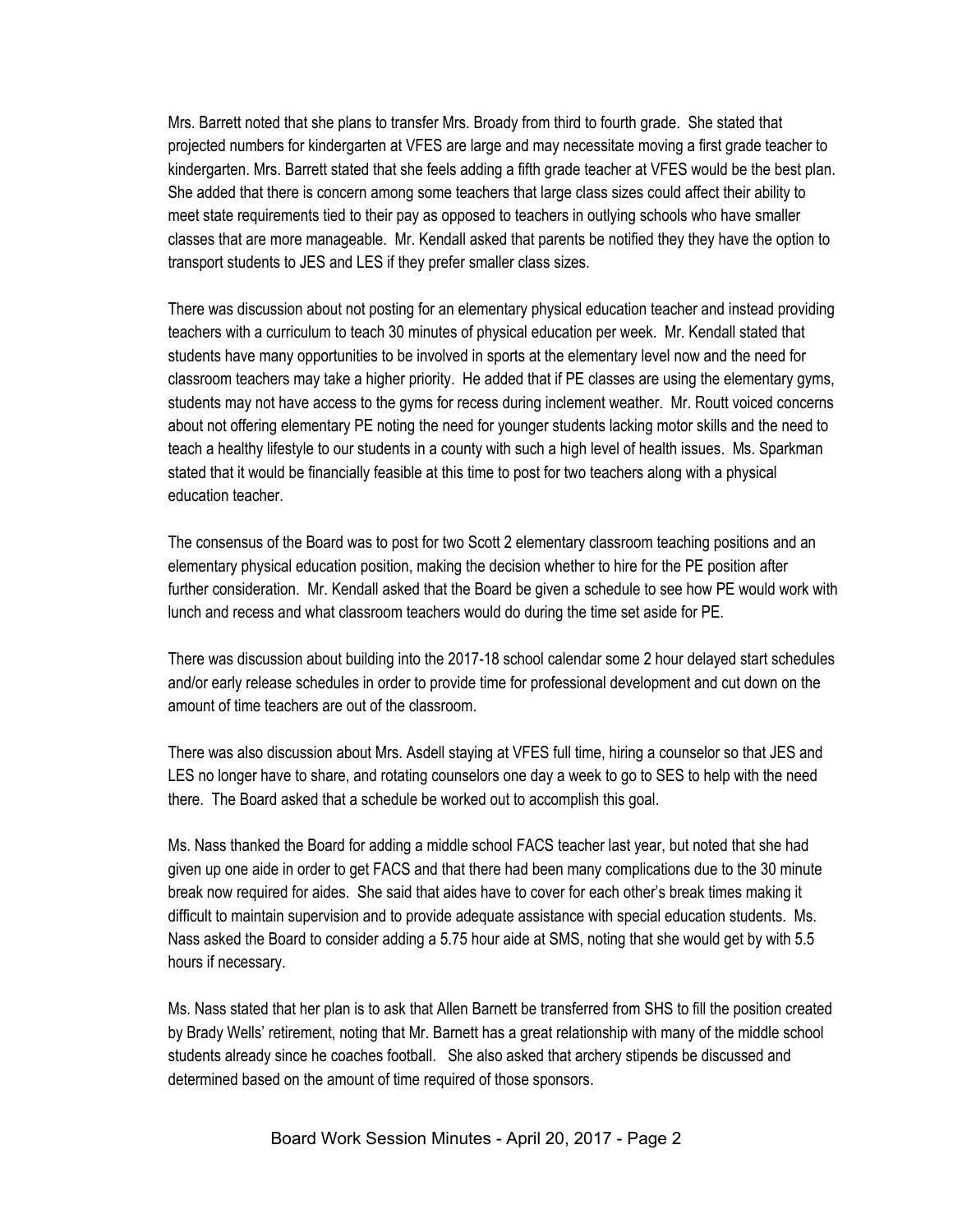Mrs. Barrett noted that she plans to transfer Mrs. Broady from third to fourth grade. She stated that projected numbers for kindergarten at VFES are large and may necessitate moving a first grade teacher to kindergarten. Mrs. Barrett stated that she feels adding a fifth grade teacher at VFES would be the best plan. She added that there is concern among some teachers that large class sizes could affect their ability to meet state requirements tied to their pay as opposed to teachers in outlying schools who have smaller classes that are more manageable. Mr. Kendall asked that parents be notified they they have the option to transport students to JES and LES if they prefer smaller class sizes.

There was discussion about not posting for an elementary physical education teacher and instead providing teachers with a curriculum to teach 30 minutes of physical education per week. Mr. Kendall stated that students have many opportunities to be involved in sports at the elementary level now and the need for classroom teachers may take a higher priority. He added that if PE classes are using the elementary gyms, students may not have access to the gyms for recess during inclement weather. Mr. Routt voiced concerns about not offering elementary PE noting the need for younger students lacking motor skills and the need to teach a healthy lifestyle to our students in a county with such a high level of health issues. Ms. Sparkman stated that it would be financially feasible at this time to post for two teachers along with a physical education teacher.

The consensus of the Board was to post for two Scott 2 elementary classroom teaching positions and an elementary physical education position, making the decision whether to hire for the PE position after further consideration. Mr. Kendall asked that the Board be given a schedule to see how PE would work with lunch and recess and what classroom teachers would do during the time set aside for PE.

There was discussion about building into the 2017-18 school calendar some 2 hour delayed start schedules and/or early release schedules in order to provide time for professional development and cut down on the amount of time teachers are out of the classroom.

There was also discussion about Mrs. Asdell staying at VFES full time, hiring a counselor so that JES and LES no longer have to share, and rotating counselors one day a week to go to SES to help with the need there. The Board asked that a schedule be worked out to accomplish this goal.

Ms. Nass thanked the Board for adding a middle school FACS teacher last year, but noted that she had given up one aide in order to get FACS and that there had been many complications due to the 30 minute break now required for aides. She said that aides have to cover for each other's break times making it difficult to maintain supervision and to provide adequate assistance with special education students. Ms. Nass asked the Board to consider adding a 5.75 hour aide at SMS, noting that she would get by with 5.5 hours if necessary.

Ms. Nass stated that her plan is to ask that Allen Barnett be transferred from SHS to fill the position created by Brady Wells' retirement, noting that Mr. Barnett has a great relationship with many of the middle school students already since he coaches football. She also asked that archery stipends be discussed and determined based on the amount of time required of those sponsors.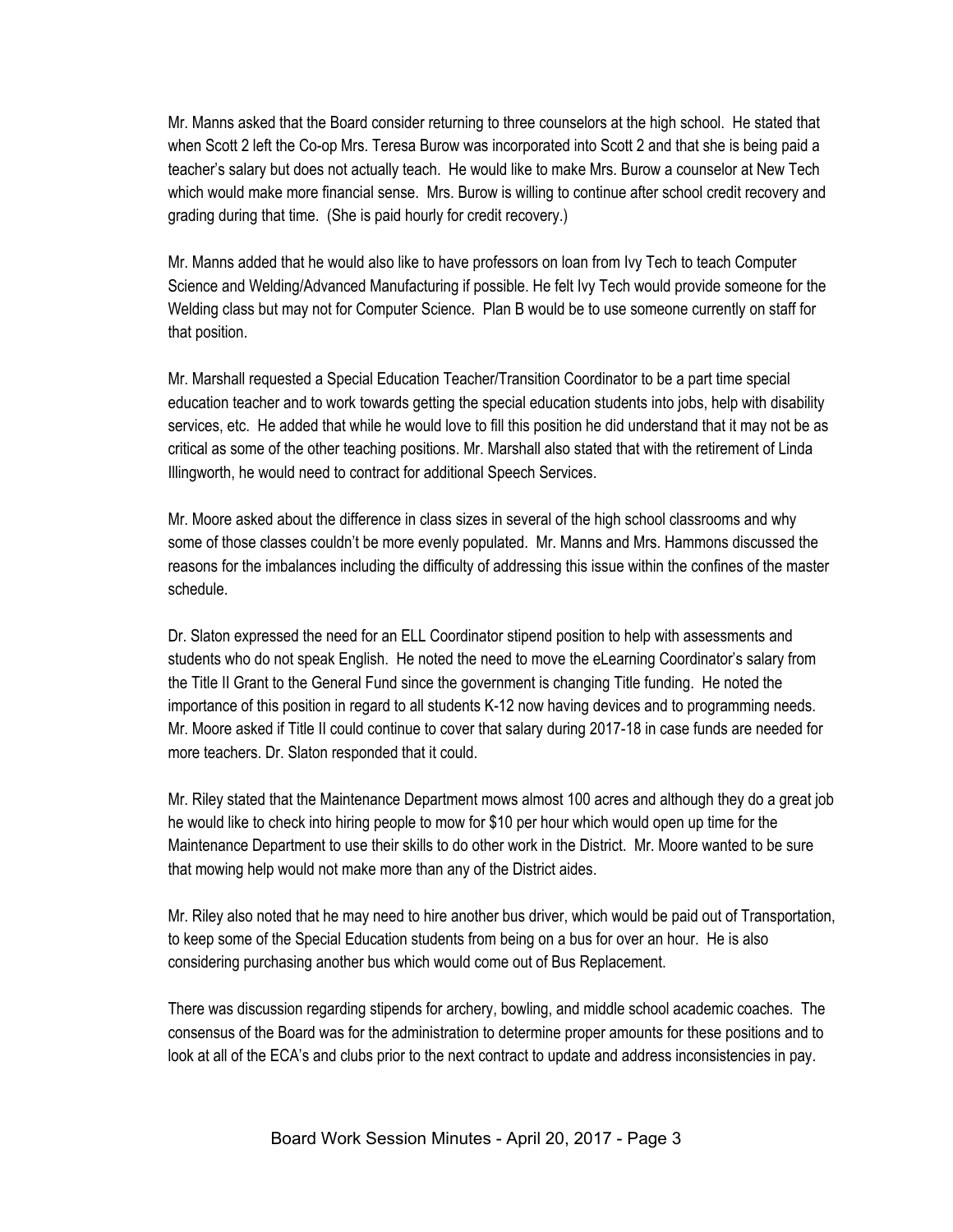Mr. Manns asked that the Board consider returning to three counselors at the high school. He stated that when Scott 2 left the Co-op Mrs. Teresa Burow was incorporated into Scott 2 and that she is being paid a teacher's salary but does not actually teach. He would like to make Mrs. Burow a counselor at New Tech which would make more financial sense. Mrs. Burow is willing to continue after school credit recovery and grading during that time. (She is paid hourly for credit recovery.)

Mr. Manns added that he would also like to have professors on loan from Ivy Tech to teach Computer Science and Welding/Advanced Manufacturing if possible. He felt Ivy Tech would provide someone for the Welding class but may not for Computer Science. Plan B would be to use someone currently on staff for that position.

Mr. Marshall requested a Special Education Teacher/Transition Coordinator to be a part time special education teacher and to work towards getting the special education students into jobs, help with disability services, etc. He added that while he would love to fill this position he did understand that it may not be as critical as some of the other teaching positions. Mr. Marshall also stated that with the retirement of Linda Illingworth, he would need to contract for additional Speech Services.

Mr. Moore asked about the difference in class sizes in several of the high school classrooms and why some of those classes couldn't be more evenly populated. Mr. Manns and Mrs. Hammons discussed the reasons for the imbalances including the difficulty of addressing this issue within the confines of the master schedule.

Dr. Slaton expressed the need for an ELL Coordinator stipend position to help with assessments and students who do not speak English. He noted the need to move the eLearning Coordinator's salary from the Title II Grant to the General Fund since the government is changing Title funding. He noted the importance of this position in regard to all students K-12 now having devices and to programming needs. Mr. Moore asked if Title II could continue to cover that salary during 2017-18 in case funds are needed for more teachers. Dr. Slaton responded that it could.

Mr. Riley stated that the Maintenance Department mows almost 100 acres and although they do a great job he would like to check into hiring people to mow for $10 per hour which would open up time for the Maintenance Department to use their skills to do other work in the District. Mr. Moore wanted to be sure that mowing help would not make more than any of the District aides.

Mr. Riley also noted that he may need to hire another bus driver, which would be paid out of Transportation, to keep some of the Special Education students from being on a bus for over an hour. He is also considering purchasing another bus which would come out of Bus Replacement.

There was discussion regarding stipends for archery, bowling, and middle school academic coaches. The consensus of the Board was for the administration to determine proper amounts for these positions and to look at all of the ECA's and clubs prior to the next contract to update and address inconsistencies in pay.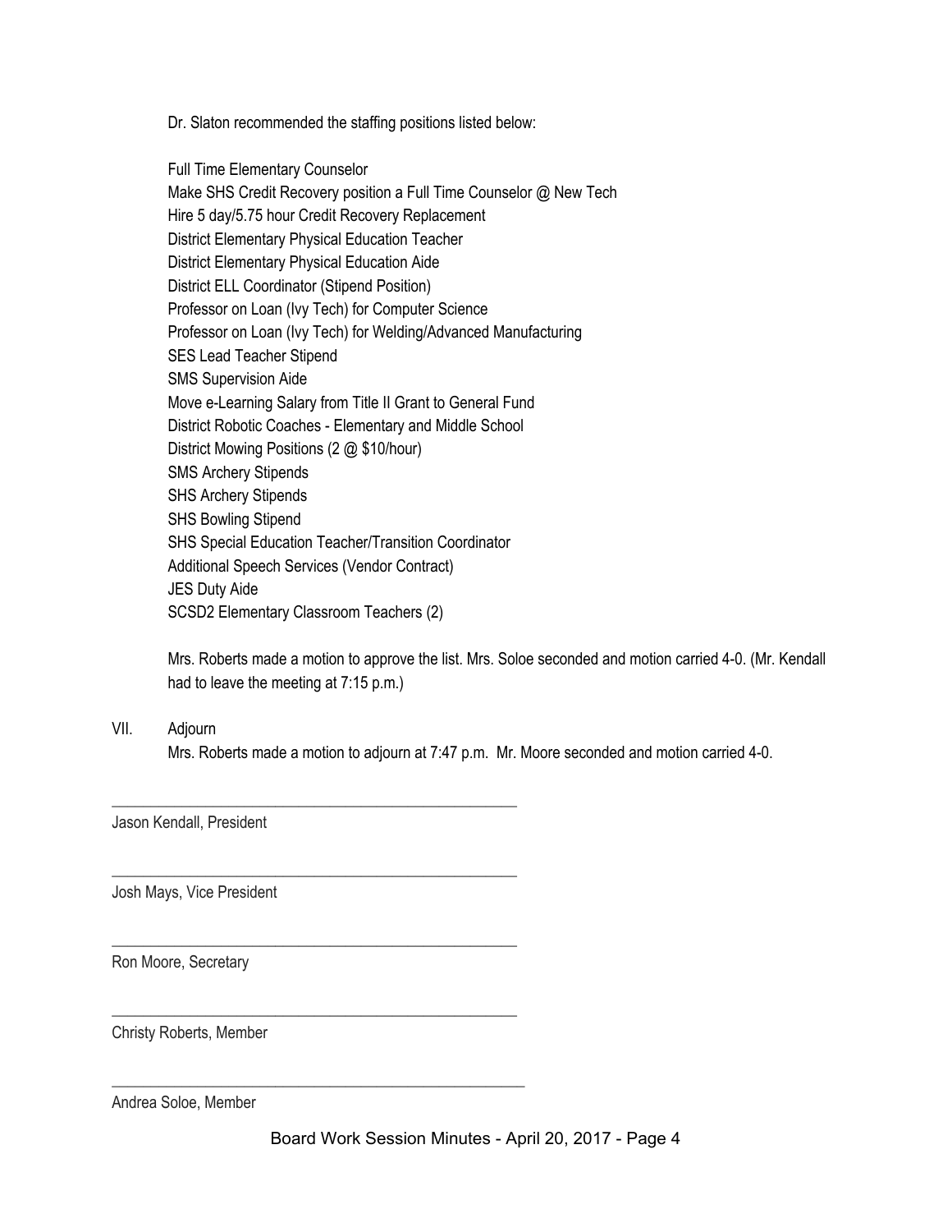Dr. Slaton recommended the staffing positions listed below:

- Full Time Elementary Counselor
- Make SHS Credit Recovery position a Full Time Counselor @ New Tech
- Hire 5 day/5.75 hour Credit Recovery Replacement
- District Elementary Physical Education Teacher
- District Elementary Physical Education Aide
- District ELL Coordinator (Stipend Position)
- Professor on Loan (Ivy Tech) for Computer Science
- Professor on Loan (Ivy Tech) for Welding/Advanced Manufacturing
- SES Lead Teacher Stipend
- SMS Supervision Aide
- Move e-Learning Salary from Title II Grant to General Fund
- District Robotic Coaches - Elementary and Middle School
- District Mowing Positions (2 @ $10/hour)
- SMS Archery Stipends
- SHS Archery Stipends
- SHS Bowling Stipend
- SHS Special Education Teacher/Transition Coordinator
- Additional Speech Services (Vendor Contract)
- JES Duty Aide
- SCSD2 Elementary Classroom Teachers (2)

Mrs. Roberts made a motion to approve the list. Mrs. Soloe seconded and motion carried 4-0. (Mr. Kendall had to leave the meeting at 7:15 p.m.)

VII. Adjourn

Mrs. Roberts made a motion to adjourn at 7:47 p.m. Mr. Moore seconded and motion carried 4-0.

\_\_\_\_\_\_\_\_\_\_\_\_\_\_\_\_\_\_\_\_\_\_\_\_\_\_\_\_\_\_\_\_\_\_\_\_\_\_\_\_\_\_\_\_

Jason Kendall, President

\_\_\_\_\_\_\_\_\_\_\_\_\_\_\_\_\_\_\_\_\_\_\_\_\_\_\_\_\_\_\_\_\_\_\_\_\_\_\_\_\_\_\_\_

Josh Mays, Vice President

\_\_\_\_\_\_\_\_\_\_\_\_\_\_\_\_\_\_\_\_\_\_\_\_\_\_\_\_\_\_\_\_\_\_\_\_\_\_\_\_\_\_\_\_

Ron Moore, Secretary

\_\_\_\_\_\_\_\_\_\_\_\_\_\_\_\_\_\_\_\_\_\_\_\_\_\_\_\_\_\_\_\_\_\_\_\_\_\_\_\_\_\_\_\_

Christy Roberts, Member

\_\_\_\_\_\_\_\_\_\_\_\_\_\_\_\_\_\_\_\_\_\_\_\_\_\_\_\_\_\_\_\_\_\_\_\_\_\_\_\_\_\_\_\_

Andrea Soloe, Member